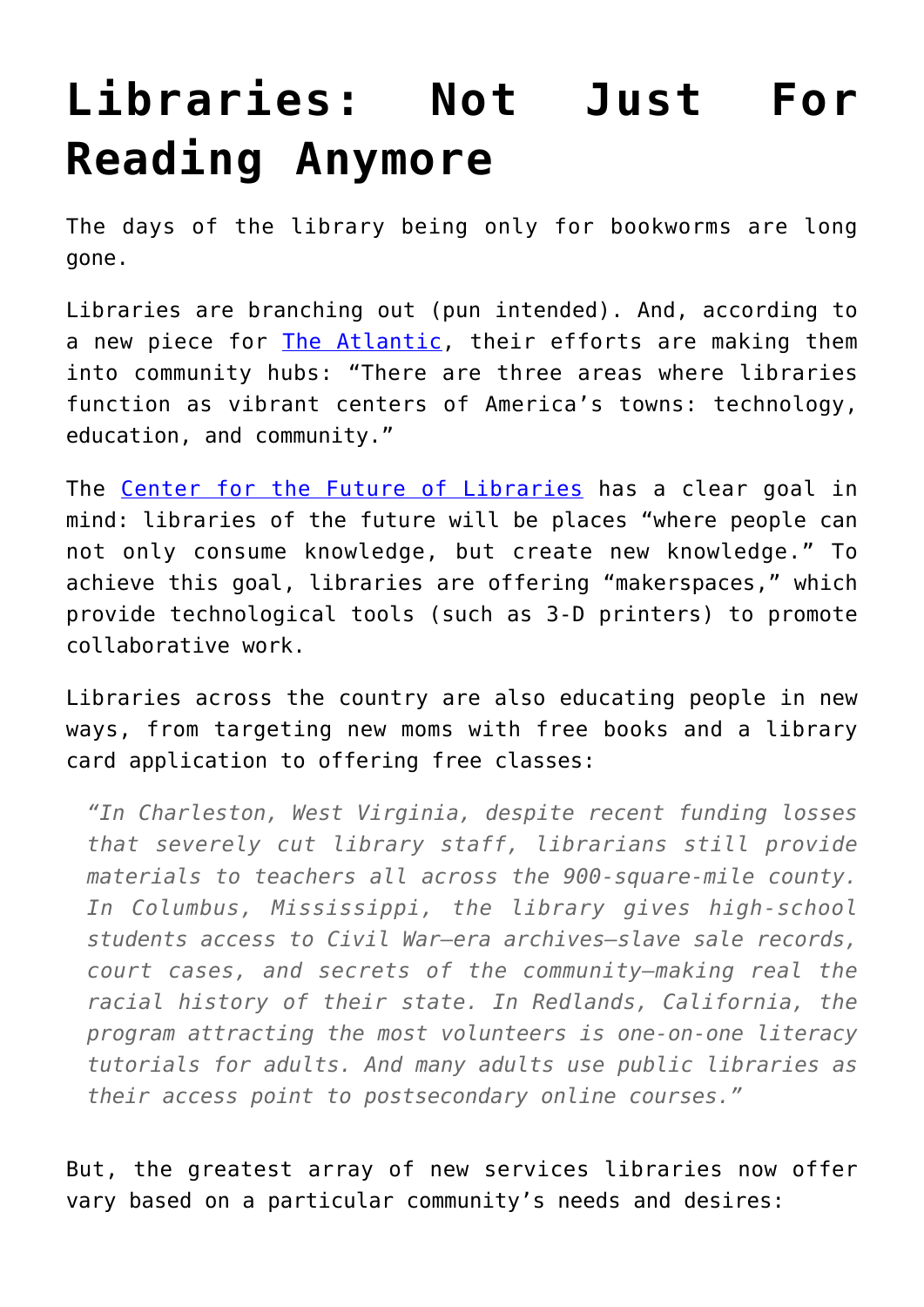# Libraries: Not Just For Reading Anymore

The days of the library being only for bookworms are long gone.

Libraries are branching out (pun intended). And, according to a new piece for [The Atlantic](), their efforts are making them into community hubs: "There are three areas where libraries function as vibrant centers of America's towns: technology, education, and community."

The [Center for the Future of Libraries]() has a clear goal in mind: libraries of the future will be places "where people can not only consume knowledge, but create new knowledge." To achieve this goal, libraries are offering "makerspaces," which provide technological tools (such as 3-D printers) to promote collaborative work.

Libraries across the country are also educating people in new ways, from targeting new moms with free books and a library card application to offering free classes:

> *"In Charleston, West Virginia, despite recent funding losses that severely cut library staff, librarians still provide materials to teachers all across the 900-square-mile county. In Columbus, Mississippi, the library gives high-school students access to Civil War–era archives—slave sale records, court cases, and secrets of the community—making real the racial history of their state. In Redlands, California, the program attracting the most volunteers is one-on-one literacy tutorials for adults. And many adults use public libraries as their access point to postsecondary online courses."*

But, the greatest array of new services libraries now offer vary based on a particular community's needs and desires: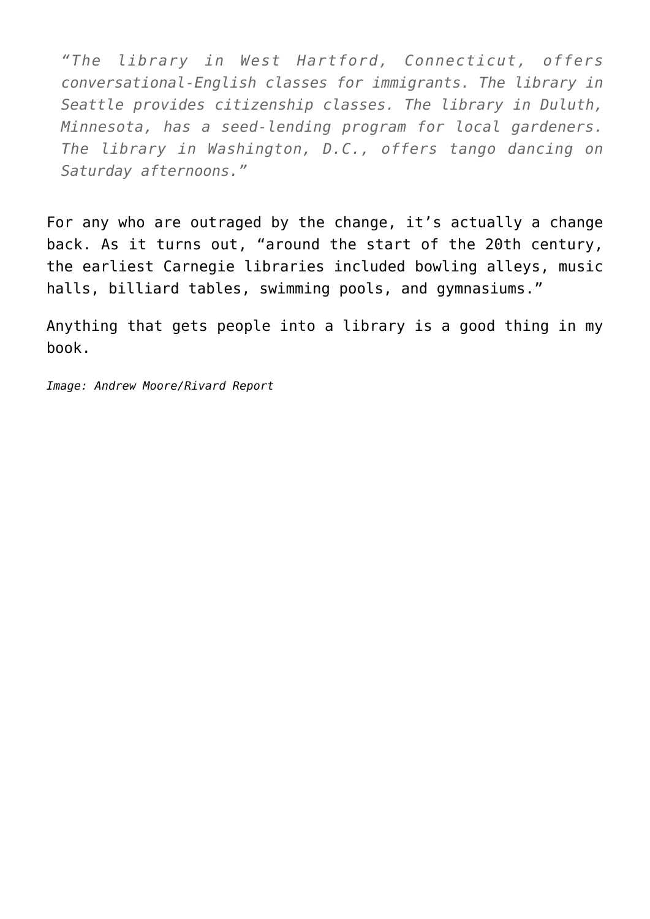> *"The library in West Hartford, Connecticut, offers conversational-English classes for immigrants. The library in Seattle provides citizenship classes. The library in Duluth, Minnesota, has a seed-lending program for local gardeners. The library in Washington, D.C., offers tango dancing on Saturday afternoons."*

For any who are outraged by the change, it's actually a change back. As it turns out, "around the start of the 20th century, the earliest Carnegie libraries included bowling alleys, music halls, billiard tables, swimming pools, and gymnasiums."

Anything that gets people into a library is a good thing in my book.

*Image: Andrew Moore/Rivard Report*